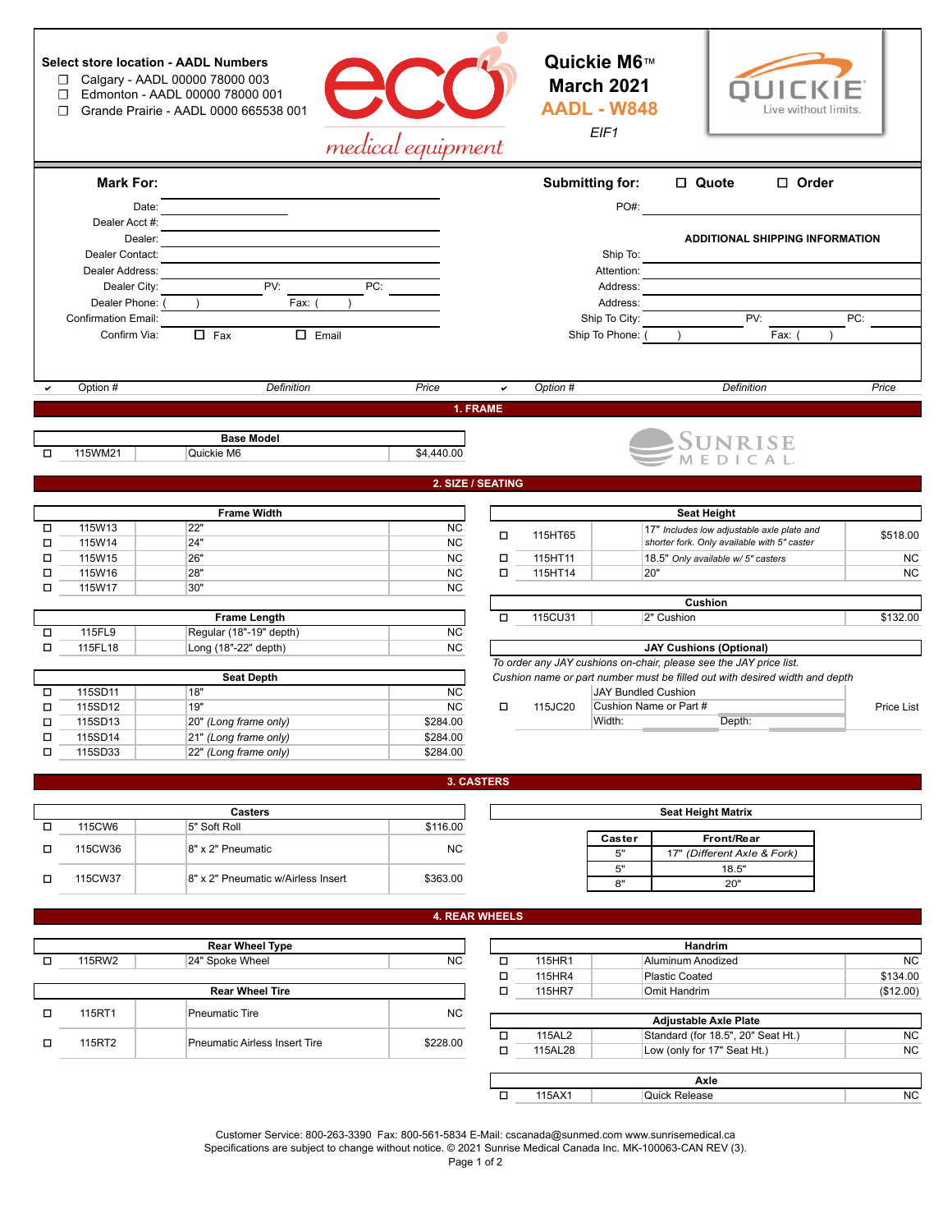**Select store location - AADL Numbers**

- ☐ Calgary - AADL 00000 78000 003
- ☐ Edmonton - AADL 00000 78000 001
- ☐ Grande Prairie - AADL 0000 665538 001

eco medical equipment

# Quickie M6™ March 2021

## AADL - W848

*EIF1*

QUICKIE Live without limits.

**Mark For:**

Date: ______________________

Dealer Acct #: ______________________

Dealer: ______________________

Dealer Contact: ______________________

Dealer Address: ______________________

Dealer City: __________ PV: __________ PC: __________

Dealer Phone: ( ) Fax: ( )

Confirmation Email: ______________________

Confirm Via: ☐ Fax ☐ Email

**Submitting for:** ☐ **Quote** ☐ **Order**

PO#: ______________________

**ADDITIONAL SHIPPING INFORMATION**

Ship To: ______________________

Attention: ______________________

Address: ______________________

Address: ______________________

Ship To City: __________ PV: __________ PC: __________

Ship To Phone: ( ) Fax: ( )

## 1. FRAME

| ✔ | Option # | Definition | Price |
|---|---|---|---|
| | | **Base Model** | |
| ☐ | 115WM21 | Quickie M6 | $4,440.00 |

SUNRISE MEDICAL

## 2. SIZE / SEATING

| ✔ | Option # | Frame Width | Price |
|---|---|---|---|
| ☐ | 115W13 | 22" | NC |
| ☐ | 115W14 | 24" | NC |
| ☐ | 115W15 | 26" | NC |
| ☐ | 115W16 | 28" | NC |
| ☐ | 115W17 | 30" | NC |

| ✔ | Option # | Frame Length | Price |
|---|---|---|---|
| ☐ | 115FL9 | Regular (18"-19" depth) | NC |
| ☐ | 115FL18 | Long (18"-22" depth) | NC |

| ✔ | Option # | Seat Depth | Price |
|---|---|---|---|
| ☐ | 115SD11 | 18" | NC |
| ☐ | 115SD12 | 19" | NC |
| ☐ | 115SD13 | 20" *(Long frame only)* | $284.00 |
| ☐ | 115SD14 | 21" *(Long frame only)* | $284.00 |
| ☐ | 115SD33 | 22" *(Long frame only)* | $284.00 |

| ✔ | Option # | Seat Height | Price |
|---|---|---|---|
| ☐ | 115HT65 | 17" *Includes low adjustable axle plate and shorter fork. Only available with 5" caster* | $518.00 |
| ☐ | 115HT11 | 18.5" *Only available w/ 5" casters* | NC |
| ☐ | 115HT14 | 20" | NC |

| ✔ | Option # | Cushion | Price |
|---|---|---|---|
| ☐ | 115CU31 | 2" Cushion | $132.00 |

**JAY Cushions (Optional)**

*To order any JAY cushions on-chair, please see the JAY price list.*
*Cushion name or part number must be filled out with desired width and depth*

| ✔ | Option # | Definition | Price |
|---|---|---|---|
| ☐ | 115JC20 | JAY Bundled Cushion<br>Cushion Name or Part #<br>Width: Depth: | Price List |

## 3. CASTERS

| ✔ | Option # | Casters | Price |
|---|---|---|---|
| ☐ | 115CW6 | 5" Soft Roll | $116.00 |
| ☐ | 115CW36 | 8" x 2" Pneumatic | NC |
| ☐ | 115CW37 | 8" x 2" Pneumatic w/Airless Insert | $363.00 |

**Seat Height Matrix**

| Caster | Front/Rear |
|---|---|
| 5" | 17" *(Different Axle & Fork)* |
| 5" | 18.5" |
| 8" | 20" |

## 4. REAR WHEELS

| ✔ | Option # | Rear Wheel Type | Price |
|---|---|---|---|
| ☐ | 115RW2 | 24" Spoke Wheel | NC |

| ✔ | Option # | Rear Wheel Tire | Price |
|---|---|---|---|
| ☐ | 115RT1 | Pneumatic Tire | NC |
| ☐ | 115RT2 | Pneumatic Airless Insert Tire | $228.00 |

| ✔ | Option # | Handrim | Price |
|---|---|---|---|
| ☐ | 115HR1 | Aluminum Anodized | NC |
| ☐ | 115HR4 | Plastic Coated | $134.00 |
| ☐ | 115HR7 | Omit Handrim | ($12.00) |

| ✔ | Option # | Adjustable Axle Plate | Price |
|---|---|---|---|
| ☐ | 115AL2 | Standard (for 18.5", 20" Seat Ht.) | NC |
| ☐ | 115AL28 | Low (only for 17" Seat Ht.) | NC |

| ✔ | Option # | Axle | Price |
|---|---|---|---|
| ☐ | 115AX1 | Quick Release | NC |

Customer Service: 800-263-3390 Fax: 800-561-5834 E-Mail: cscanada@sunmed.com www.sunrisemedical.ca
Specifications are subject to change without notice. © 2021 Sunrise Medical Canada Inc. MK-100063-CAN REV (3).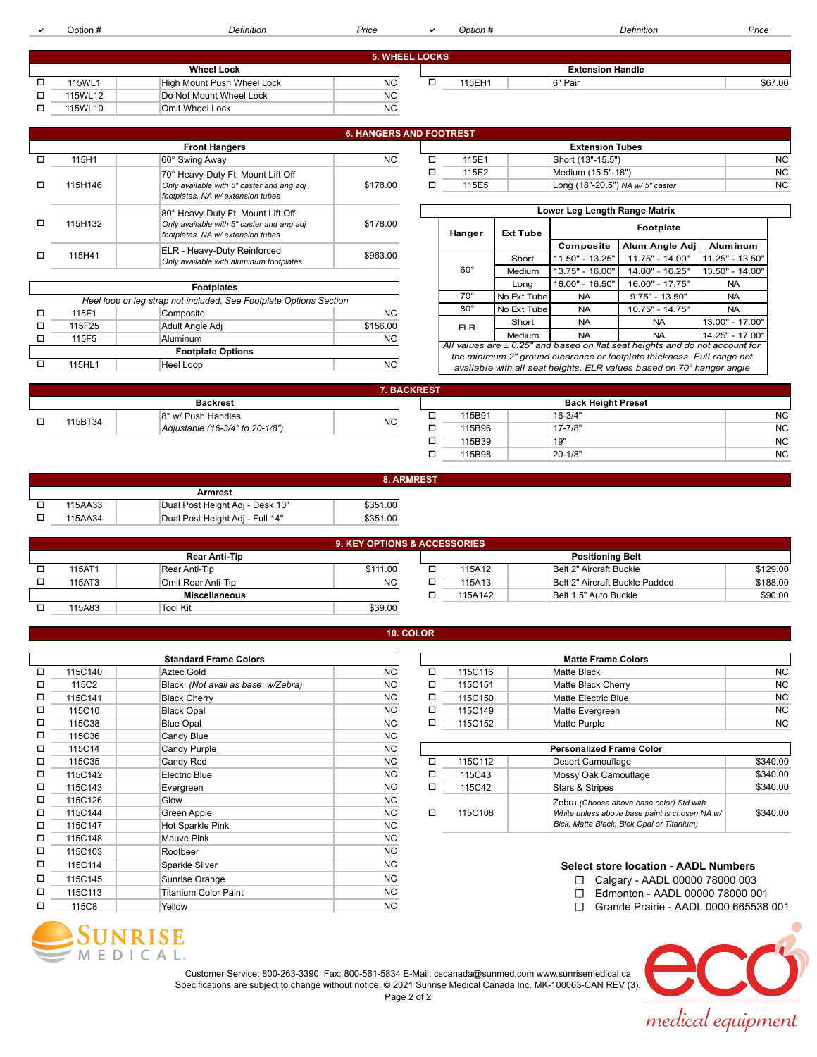| ✔ | Option # | Definition | Price | ✔ | Option # | Definition | Price |
|---|---|---|---|---|---|---|---|

## 5. WHEEL LOCKS

**Wheel Lock**

| ✔ | Option # | Definition | Price |
|---|---|---|---|
| ☐ | 115WL1 | High Mount Push Wheel Lock | NC |
| ☐ | 115WL12 | Do Not Mount Wheel Lock | NC |
| ☐ | 115WL10 | Omit Wheel Lock | NC |

**Extension Handle**

| ✔ | Option # | Definition | Price |
|---|---|---|---|
| ☐ | 115EH1 | 6" Pair | $67.00 |

## 6. HANGERS AND FOOTREST

**Front Hangers**

| ✔ | Option # | Definition | Price |
|---|---|---|---|
| ☐ | 115H1 | 60° Swing Away | NC |
| ☐ | 115H146 | 70° Heavy-Duty Ft. Mount Lift Off *Only available with 5" caster and ang adj footplates. NA w/ extension tubes* | $178.00 |
| ☐ | 115H132 | 80° Heavy-Duty Ft. Mount Lift Off *Only available with 5" caster and ang adj footplates. NA w/ extension tubes* | $178.00 |
| ☐ | 115H41 | ELR - Heavy-Duty Reinforced *Only available with aluminum footplates* | $963.00 |

**Footplates**

*Heel loop or leg strap not included, See Footplate Options Section*

| ✔ | Option # | Definition | Price |
|---|---|---|---|
| ☐ | 115F1 | Composite | NC |
| ☐ | 115F25 | Adult Angle Adj | $156.00 |
| ☐ | 115F5 | Aluminum | NC |

**Footplate Options**

| ✔ | Option # | Definition | Price |
|---|---|---|---|
| ☐ | 115HL1 | Heel Loop | NC |

**Extension Tubes**

| ✔ | Option # | Definition | Price |
|---|---|---|---|
| ☐ | 115E1 | Short (13"-15.5") | NC |
| ☐ | 115E2 | Medium (15.5"-18") | NC |
| ☐ | 115E5 | Long (18"-20.5") *NA w/ 5" caster* | NC |

**Lower Leg Length Range Matrix**

| Hanger | Ext Tube | Footplate | | |
|---|---|---|---|---|
| | | Composite | Alum Angle Adj | Aluminum |
| 60° | Short | 11.50" - 13.25" | 11.75" - 14.00" | 11.25" - 13.50" |
| | Medium | 13.75" - 16.00" | 14.00" - 16.25" | 13.50" - 14.00" |
| | Long | 16.00" - 16.50" | 16.00" - 17.75" | NA |
| 70° | No Ext Tube | NA | 9.75" - 13.50" | NA |
| 80° | No Ext Tube | NA | 10.75" - 14.75" | NA |
| ELR | Short | NA | NA | 13.00" - 17.00" |
| | Medium | NA | NA | 14.25" - 17.00" |

*All values are ± 0.25" and based on flat seat heights and do not account for the minimum 2" ground clearance or footplate thickness. Full range not available with all seat heights. ELR values based on 70° hanger angle*

## 7. BACKREST

**Backrest**

| ✔ | Option # | Definition | Price |
|---|---|---|---|
| ☐ | 115BT34 | 8° w/ Push Handles *Adjustable (16-3/4" to 20-1/8")* | NC |

**Back Height Preset**

| ✔ | Option # | Definition | Price |
|---|---|---|---|
| ☐ | 115B91 | 16-3/4" | NC |
| ☐ | 115B96 | 17-7/8" | NC |
| ☐ | 115B39 | 19" | NC |
| ☐ | 115B98 | 20-1/8" | NC |

## 8. ARMREST

**Armrest**

| ✔ | Option # | Definition | Price |
|---|---|---|---|
| ☐ | 115AA33 | Dual Post Height Adj - Desk 10" | $351.00 |
| ☐ | 115AA34 | Dual Post Height Adj - Full 14" | $351.00 |

## 9. KEY OPTIONS & ACCESSORIES

**Rear Anti-Tip**

| ✔ | Option # | Definition | Price |
|---|---|---|---|
| ☐ | 115AT1 | Rear Anti-Tip | $111.00 |
| ☐ | 115AT3 | Omit Rear Anti-Tip | NC |

**Miscellaneous**

| ✔ | Option # | Definition | Price |
|---|---|---|---|
| ☐ | 115A83 | Tool Kit | $39.00 |

**Positioning Belt**

| ✔ | Option # | Definition | Price |
|---|---|---|---|
| ☐ | 115A12 | Belt 2" Aircraft Buckle | $129.00 |
| ☐ | 115A13 | Belt 2" Aircraft Buckle Padded | $188.00 |
| ☐ | 115A142 | Belt 1.5" Auto Buckle | $90.00 |

## 10. COLOR

**Standard Frame Colors**

| ✔ | Option # | Definition | Price |
|---|---|---|---|
| ☐ | 115C140 | Aztec Gold | NC |
| ☐ | 115C2 | Black *(Not avail as base w/Zebra)* | NC |
| ☐ | 115C141 | Black Cherry | NC |
| ☐ | 115C10 | Black Opal | NC |
| ☐ | 115C38 | Blue Opal | NC |
| ☐ | 115C36 | Candy Blue | NC |
| ☐ | 115C14 | Candy Purple | NC |
| ☐ | 115C35 | Candy Red | NC |
| ☐ | 115C142 | Electric Blue | NC |
| ☐ | 115C143 | Evergreen | NC |
| ☐ | 115C126 | Glow | NC |
| ☐ | 115C144 | Green Apple | NC |
| ☐ | 115C147 | Hot Sparkle Pink | NC |
| ☐ | 115C148 | Mauve Pink | NC |
| ☐ | 115C103 | Rootbeer | NC |
| ☐ | 115C114 | Sparkle Silver | NC |
| ☐ | 115C145 | Sunrise Orange | NC |
| ☐ | 115C113 | Titanium Color Paint | NC |
| ☐ | 115C8 | Yellow | NC |

**Matte Frame Colors**

| ✔ | Option # | Definition | Price |
|---|---|---|---|
| ☐ | 115C116 | Matte Black | NC |
| ☐ | 115C151 | Matte Black Cherry | NC |
| ☐ | 115C150 | Matte Electric Blue | NC |
| ☐ | 115C149 | Matte Evergreen | NC |
| ☐ | 115C152 | Matte Purple | NC |

**Personalized Frame Color**

| ✔ | Option # | Definition | Price |
|---|---|---|---|
| ☐ | 115C112 | Desert Camouflage | $340.00 |
| ☐ | 115C43 | Mossy Oak Camouflage | $340.00 |
| ☐ | 115C42 | Stars & Stripes | $340.00 |
| ☐ | 115C108 | Zebra *(Choose above base color) Std with White unless above base paint is chosen NA w/ Blck, Matte Black, Blck Opal or Titanium)* | $340.00 |

**Select store location - AADL Numbers**

- ☐ Calgary - AADL 00000 78000 003
- ☐ Edmonton - AADL 00000 78000 001
- ☐ Grande Prairie - AADL 0000 665538 001

SUNRISE MEDICAL.

Customer Service: 800-263-3390 Fax: 800-561-5834 E-Mail: cscanada@sunmed.com www.sunrisemedical.ca
Specifications are subject to change without notice. © 2021 Sunrise Medical Canada Inc. MK-100063-CAN REV (3).

eco medical equipment